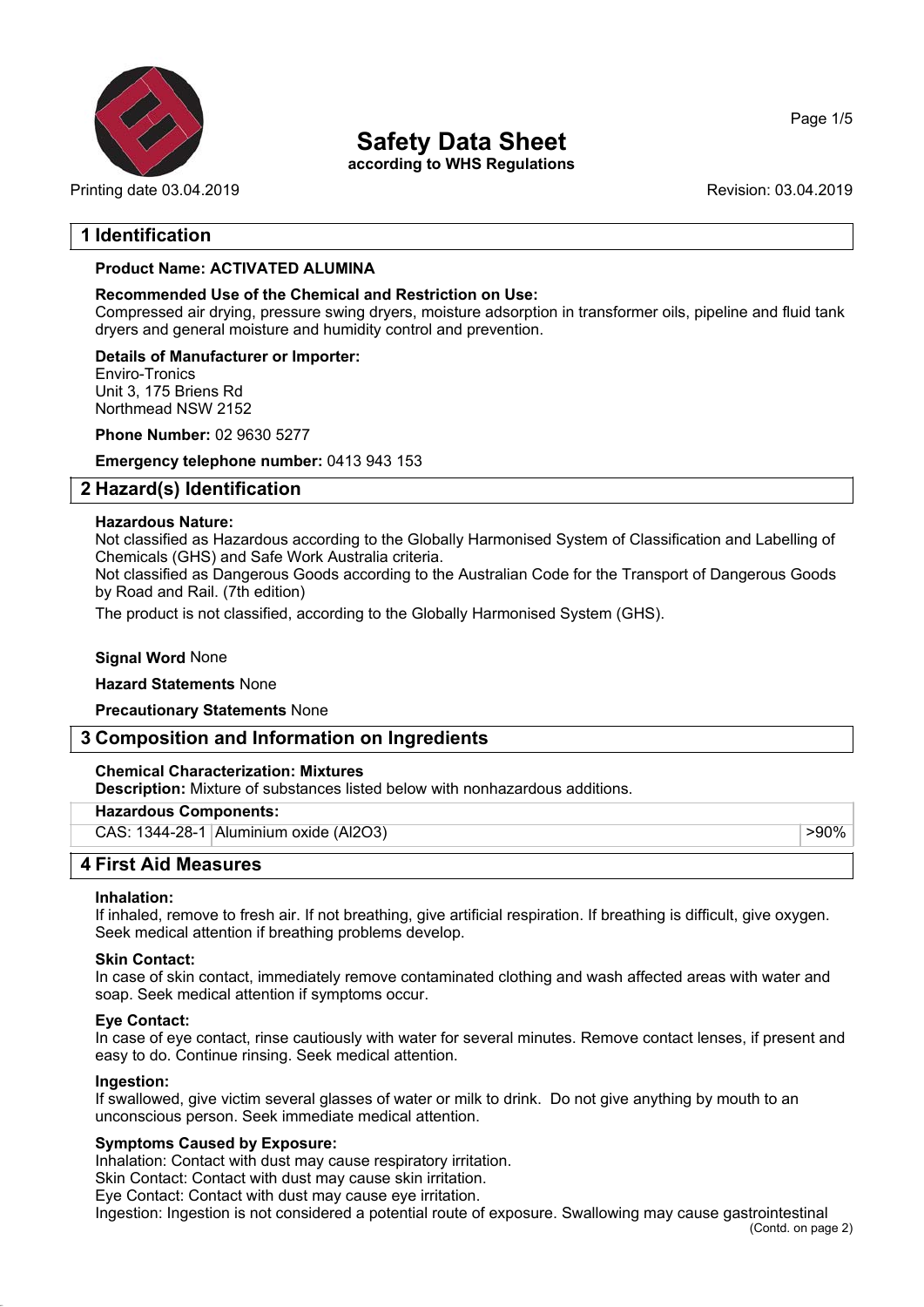# Safety Data Sheet

**according to WHS Regulations**

Printing date 03.04.2019 Revision: 03.04.2019

## 1 Identification

**Product Name: ACTIVATED ALUMINA**

**Recommended Use of the Chemical and Restriction on Use:**
Compressed air drying, pressure swing dryers, moisture adsorption in transformer oils, pipeline and fluid tank dryers and general moisture and humidity control and prevention.

**Details of Manufacturer or Importer:**
Enviro-Tronics
Unit 3, 175 Briens Rd
Northmead NSW 2152

**Phone Number:** 02 9630 5277

**Emergency telephone number:** 0413 943 153

## 2 Hazard(s) Identification

**Hazardous Nature:**
Not classified as Hazardous according to the Globally Harmonised System of Classification and Labelling of Chemicals (GHS) and Safe Work Australia criteria.
Not classified as Dangerous Goods according to the Australian Code for the Transport of Dangerous Goods by Road and Rail. (7th edition)

The product is not classified, according to the Globally Harmonised System (GHS).

**Signal Word** None

**Hazard Statements** None

**Precautionary Statements** None

## 3 Composition and Information on Ingredients

**Chemical Characterization: Mixtures**
**Description:** Mixture of substances listed below with nonhazardous additions.

| **Hazardous Components:** | | |
|---|---|---|
| CAS: 1344-28-1 | Aluminium oxide ($Al_2O_3$) | >90% |

## 4 First Aid Measures

**Inhalation:**
If inhaled, remove to fresh air. If not breathing, give artificial respiration. If breathing is difficult, give oxygen. Seek medical attention if breathing problems develop.

**Skin Contact:**
In case of skin contact, immediately remove contaminated clothing and wash affected areas with water and soap. Seek medical attention if symptoms occur.

**Eye Contact:**
In case of eye contact, rinse cautiously with water for several minutes. Remove contact lenses, if present and easy to do. Continue rinsing. Seek medical attention.

**Ingestion:**
If swallowed, give victim several glasses of water or milk to drink. Do not give anything by mouth to an unconscious person. Seek immediate medical attention.

**Symptoms Caused by Exposure:**
Inhalation: Contact with dust may cause respiratory irritation.
Skin Contact: Contact with dust may cause skin irritation.
Eye Contact: Contact with dust may cause eye irritation.
Ingestion: Ingestion is not considered a potential route of exposure. Swallowing may cause gastrointestinal

(Contd. on page 2)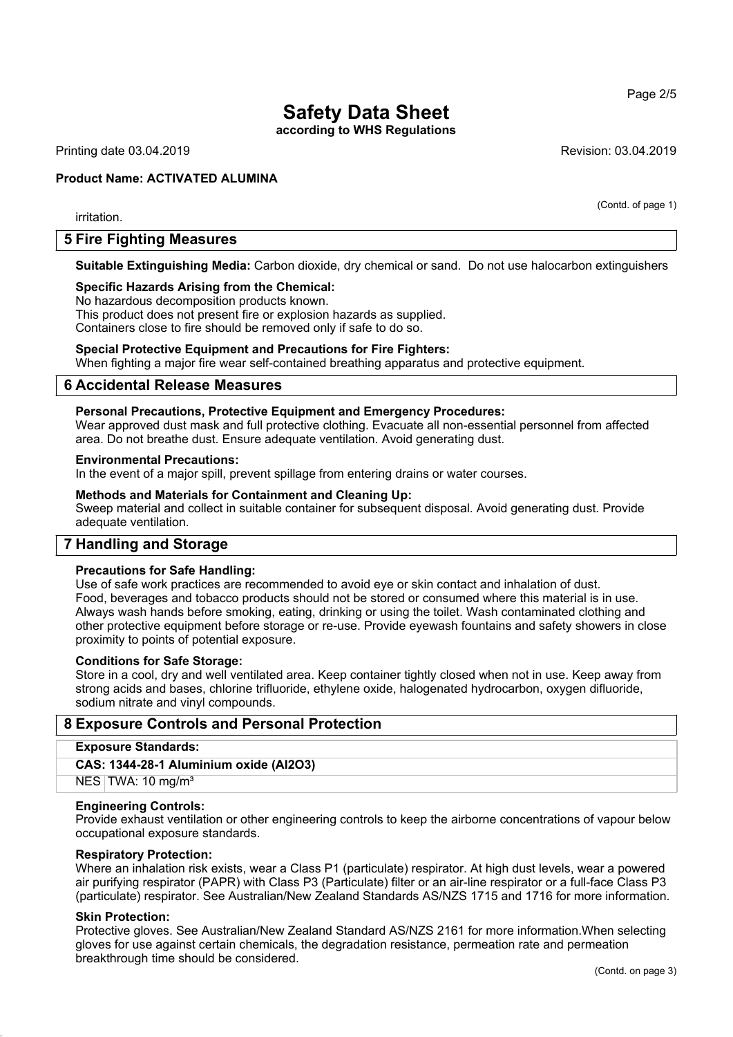irritation.

## 5 Fire Fighting Measures

**Suitable Extinguishing Media:** Carbon dioxide, dry chemical or sand. Do not use halocarbon extinguishers

**Specific Hazards Arising from the Chemical:**
No hazardous decomposition products known.
This product does not present fire or explosion hazards as supplied.
Containers close to fire should be removed only if safe to do so.

**Special Protective Equipment and Precautions for Fire Fighters:**
When fighting a major fire wear self-contained breathing apparatus and protective equipment.

## 6 Accidental Release Measures

**Personal Precautions, Protective Equipment and Emergency Procedures:**
Wear approved dust mask and full protective clothing. Evacuate all non-essential personnel from affected area. Do not breathe dust. Ensure adequate ventilation. Avoid generating dust.

**Environmental Precautions:**
In the event of a major spill, prevent spillage from entering drains or water courses.

**Methods and Materials for Containment and Cleaning Up:**
Sweep material and collect in suitable container for subsequent disposal. Avoid generating dust. Provide adequate ventilation.

## 7 Handling and Storage

**Precautions for Safe Handling:**
Use of safe work practices are recommended to avoid eye or skin contact and inhalation of dust.
Food, beverages and tobacco products should not be stored or consumed where this material is in use.
Always wash hands before smoking, eating, drinking or using the toilet. Wash contaminated clothing and other protective equipment before storage or re-use. Provide eyewash fountains and safety showers in close proximity to points of potential exposure.

**Conditions for Safe Storage:**
Store in a cool, dry and well ventilated area. Keep container tightly closed when not in use. Keep away from strong acids and bases, chlorine trifluoride, ethylene oxide, halogenated hydrocarbon, oxygen difluoride, sodium nitrate and vinyl compounds.

## 8 Exposure Controls and Personal Protection

| **Exposure Standards:** | |
|---|---|
| **CAS: 1344-28-1 Aluminium oxide ($Al_2O_3$)** | |
| NES | TWA: 10 mg/m³ |

**Engineering Controls:**
Provide exhaust ventilation or other engineering controls to keep the airborne concentrations of vapour below occupational exposure standards.

**Respiratory Protection:**
Where an inhalation risk exists, wear a Class P1 (particulate) respirator. At high dust levels, wear a powered air purifying respirator (PAPR) with Class P3 (Particulate) filter or an air-line respirator or a full-face Class P3 (particulate) respirator. See Australian/New Zealand Standards AS/NZS 1715 and 1716 for more information.

**Skin Protection:**
Protective gloves. See Australian/New Zealand Standard AS/NZS 2161 for more information.When selecting gloves for use against certain chemicals, the degradation resistance, permeation rate and permeation breakthrough time should be considered.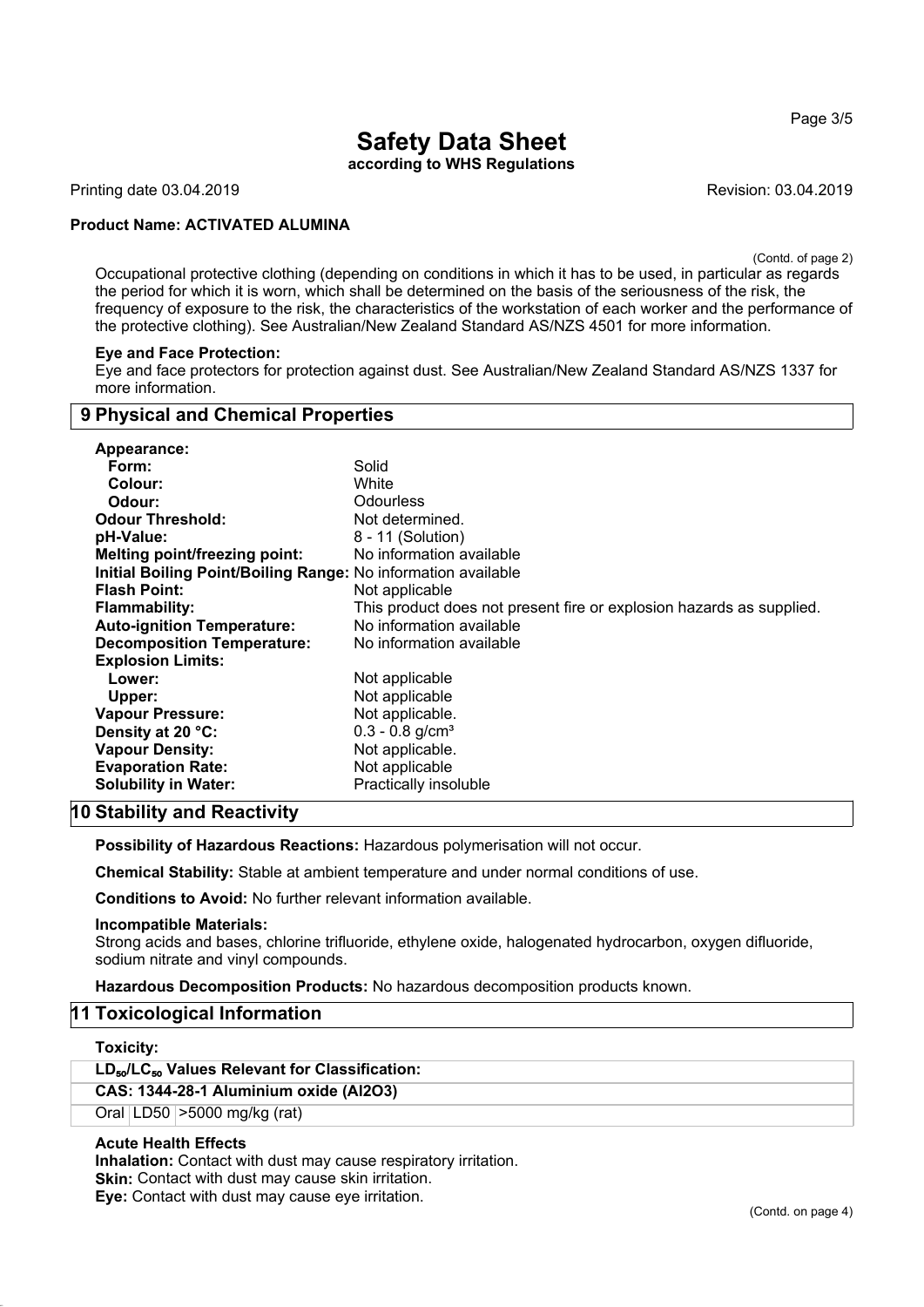**Product Name: ACTIVATED ALUMINA**

(Contd. of page 2)

Occupational protective clothing (depending on conditions in which it has to be used, in particular as regards the period for which it is worn, which shall be determined on the basis of the seriousness of the risk, the frequency of exposure to the risk, the characteristics of the workstation of each worker and the performance of the protective clothing). See Australian/New Zealand Standard AS/NZS 4501 for more information.

**Eye and Face Protection:**
Eye and face protectors for protection against dust. See Australian/New Zealand Standard AS/NZS 1337 for more information.

## 9 Physical and Chemical Properties

| | |
|---|---|
| **Appearance:** | |
| **Form:** | Solid |
| **Colour:** | White |
| **Odour:** | Odourless |
| **Odour Threshold:** | Not determined. |
| **pH-Value:** | 8 - 11 (Solution) |
| **Melting point/freezing point:** | No information available |
| **Initial Boiling Point/Boiling Range:** | No information available |
| **Flash Point:** | Not applicable |
| **Flammability:** | This product does not present fire or explosion hazards as supplied. |
| **Auto-ignition Temperature:** | No information available |
| **Decomposition Temperature:** | No information available |
| **Explosion Limits:** | |
| **Lower:** | Not applicable |
| **Upper:** | Not applicable |
| **Vapour Pressure:** | Not applicable. |
| **Density at 20 °C:** | 0.3 - 0.8 g/cm³ |
| **Vapour Density:** | Not applicable. |
| **Evaporation Rate:** | Not applicable |
| **Solubility in Water:** | Practically insoluble |

## 10 Stability and Reactivity

**Possibility of Hazardous Reactions:** Hazardous polymerisation will not occur.

**Chemical Stability:** Stable at ambient temperature and under normal conditions of use.

**Conditions to Avoid:** No further relevant information available.

**Incompatible Materials:**
Strong acids and bases, chlorine trifluoride, ethylene oxide, halogenated hydrocarbon, oxygen difluoride, sodium nitrate and vinyl compounds.

**Hazardous Decomposition Products:** No hazardous decomposition products known.

## 11 Toxicological Information

**Toxicity:**

| **$LD_{50}/LC_{50}$ Values Relevant for Classification:** | | |
|---|---|---|
| **CAS: 1344-28-1 Aluminium oxide ($Al_2O_3$)** | | |
| Oral | LD50 | >5000 mg/kg (rat) |

**Acute Health Effects**
**Inhalation:** Contact with dust may cause respiratory irritation.
**Skin:** Contact with dust may cause skin irritation.
**Eye:** Contact with dust may cause eye irritation.

(Contd. on page 4)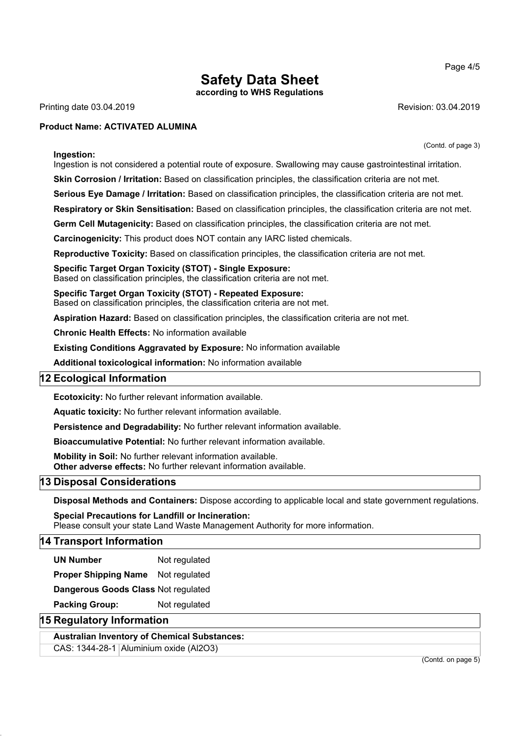(Contd. of page 3)

**Ingestion:**
Ingestion is not considered a potential route of exposure. Swallowing may cause gastrointestinal irritation.

**Skin Corrosion / Irritation:** Based on classification principles, the classification criteria are not met.

**Serious Eye Damage / Irritation:** Based on classification principles, the classification criteria are not met.

**Respiratory or Skin Sensitisation:** Based on classification principles, the classification criteria are not met.

**Germ Cell Mutagenicity:** Based on classification principles, the classification criteria are not met.

**Carcinogenicity:** This product does NOT contain any IARC listed chemicals.

**Reproductive Toxicity:** Based on classification principles, the classification criteria are not met.

**Specific Target Organ Toxicity (STOT) - Single Exposure:**
Based on classification principles, the classification criteria are not met.

**Specific Target Organ Toxicity (STOT) - Repeated Exposure:**
Based on classification principles, the classification criteria are not met.

**Aspiration Hazard:** Based on classification principles, the classification criteria are not met.

**Chronic Health Effects:** No information available

**Existing Conditions Aggravated by Exposure:** No information available

**Additional toxicological information:** No information available

## 12 Ecological Information

**Ecotoxicity:** No further relevant information available.

**Aquatic toxicity:** No further relevant information available.

**Persistence and Degradability:** No further relevant information available.

**Bioaccumulative Potential:** No further relevant information available.

**Mobility in Soil:** No further relevant information available.
**Other adverse effects:** No further relevant information available.

## 13 Disposal Considerations

**Disposal Methods and Containers:** Dispose according to applicable local and state government regulations.

**Special Precautions for Landfill or Incineration:**
Please consult your state Land Waste Management Authority for more information.

## 14 Transport Information

| | |
|---|---|
| **UN Number** | Not regulated |
| **Proper Shipping Name** | Not regulated |
| **Dangerous Goods Class** | Not regulated |
| **Packing Group:** | Not regulated |

## 15 Regulatory Information

| **Australian Inventory of Chemical Substances:** | |
|---|---|
| CAS: 1344-28-1 | Aluminium oxide ($Al_2O_3$) |

(Contd. on page 5)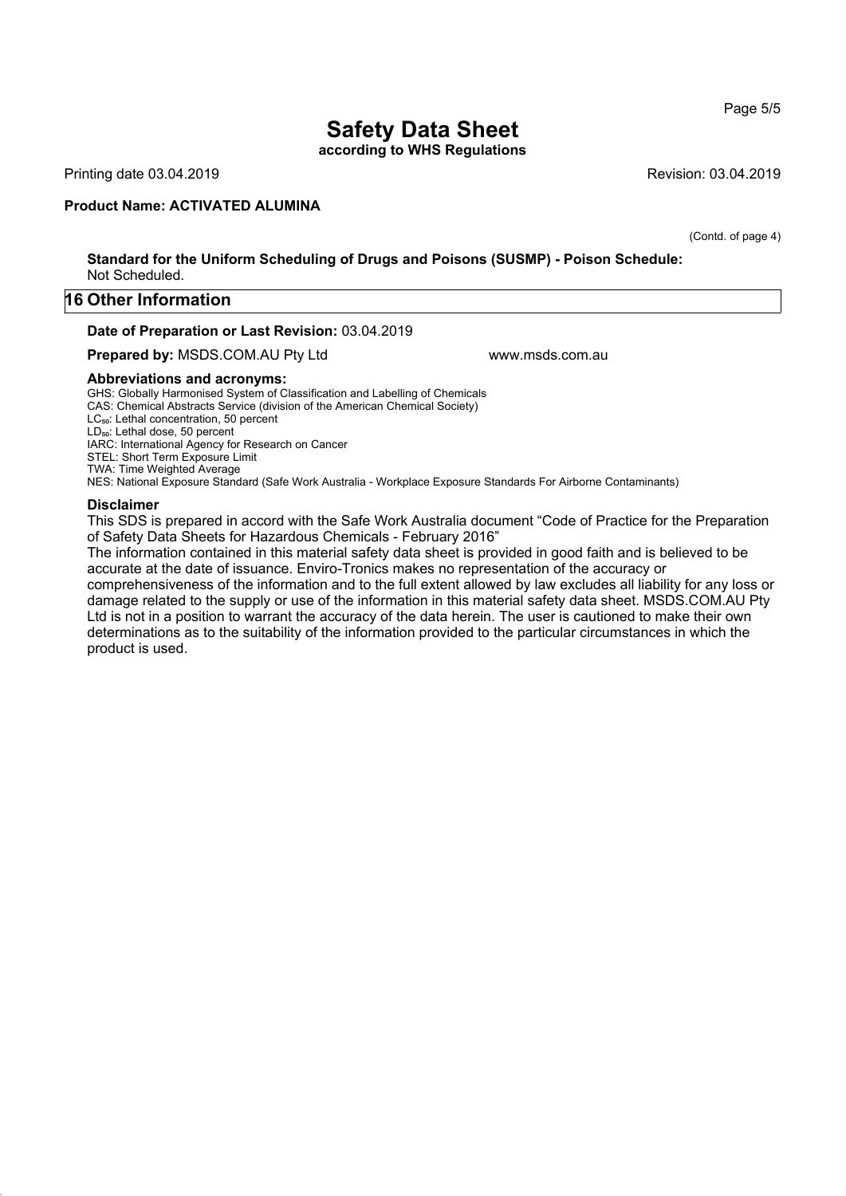(Contd. of page 4)

**Standard for the Uniform Scheduling of Drugs and Poisons (SUSMP) - Poison Schedule:**
Not Scheduled.

## 16 Other Information

**Date of Preparation or Last Revision:** 03.04.2019

**Prepared by:** MSDS.COM.AU Pty Ltd www.msds.com.au

**Abbreviations and acronyms:**

GHS: Globally Harmonised System of Classification and Labelling of Chemicals
CAS: Chemical Abstracts Service (division of the American Chemical Society)
$LC_{50}$: Lethal concentration, 50 percent
$LD_{50}$: Lethal dose, 50 percent
IARC: International Agency for Research on Cancer
STEL: Short Term Exposure Limit
TWA: Time Weighted Average
NES: National Exposure Standard (Safe Work Australia - Workplace Exposure Standards For Airborne Contaminants)

**Disclaimer**

This SDS is prepared in accord with the Safe Work Australia document "Code of Practice for the Preparation of Safety Data Sheets for Hazardous Chemicals - February 2016"
The information contained in this material safety data sheet is provided in good faith and is believed to be accurate at the date of issuance. Enviro-Tronics makes no representation of the accuracy or comprehensiveness of the information and to the full extent allowed by law excludes all liability for any loss or damage related to the supply or use of the information in this material safety data sheet. MSDS.COM.AU Pty Ltd is not in a position to warrant the accuracy of the data herein. The user is cautioned to make their own determinations as to the suitability of the information provided to the particular circumstances in which the product is used.